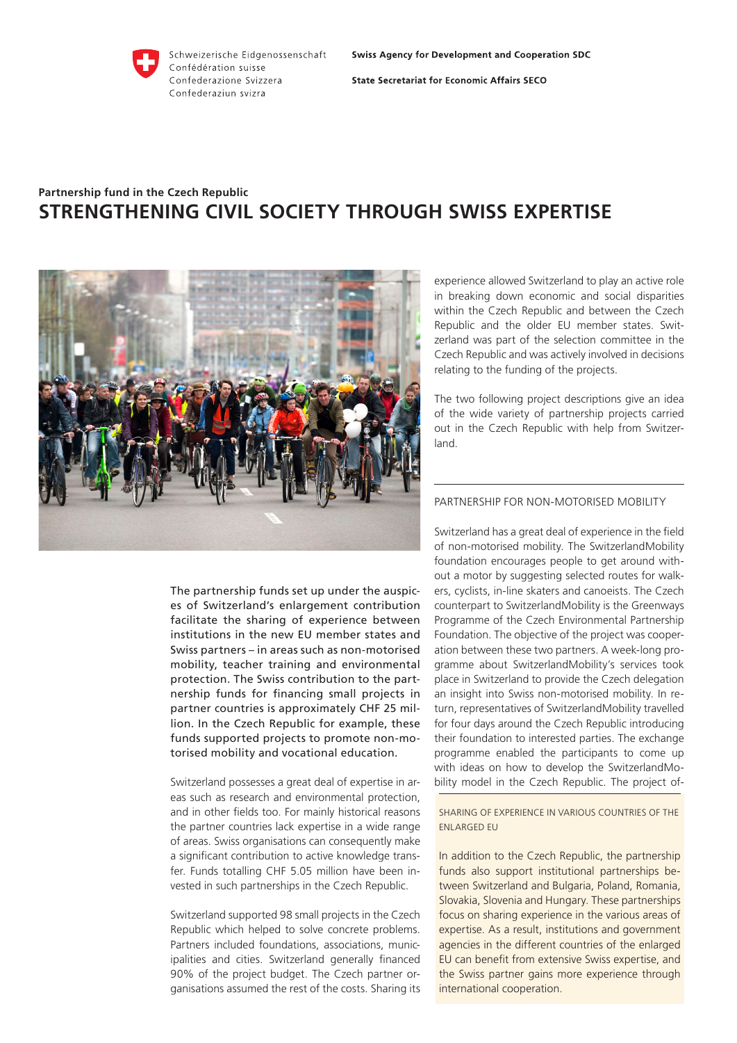Schweizerische Eidgenossenschaft
Confédération suisse
Confederazione Svizzera
Confederaziun svizra

**Swiss Agency for Development and Cooperation SDC**

**State Secretariat for Economic Affairs SECO**

**Partnership fund in the Czech Republic**

# STRENGTHENING CIVIL SOCIETY THROUGH SWISS EXPERTISE

The partnership funds set up under the auspices of Switzerland's enlargement contribution facilitate the sharing of experience between institutions in the new EU member states and Swiss partners – in areas such as non-motorised mobility, teacher training and environmental protection. The Swiss contribution to the partnership funds for financing small projects in partner countries is approximately CHF 25 million. In the Czech Republic for example, these funds supported projects to promote non-motorised mobility and vocational education.

Switzerland possesses a great deal of expertise in areas such as research and environmental protection, and in other fields too. For mainly historical reasons the partner countries lack expertise in a wide range of areas. Swiss organisations can consequently make a significant contribution to active knowledge transfer. Funds totalling CHF 5.05 million have been invested in such partnerships in the Czech Republic.

Switzerland supported 98 small projects in the Czech Republic which helped to solve concrete problems. Partners included foundations, associations, municipalities and cities. Switzerland generally financed 90% of the project budget. The Czech partner organisations assumed the rest of the costs. Sharing its experience allowed Switzerland to play an active role in breaking down economic and social disparities within the Czech Republic and between the Czech Republic and the older EU member states. Switzerland was part of the selection committee in the Czech Republic and was actively involved in decisions relating to the funding of the projects.

The two following project descriptions give an idea of the wide variety of partnership projects carried out in the Czech Republic with help from Switzerland.

## PARTNERSHIP FOR NON-MOTORISED MOBILITY

Switzerland has a great deal of experience in the field of non-motorised mobility. The SwitzerlandMobility foundation encourages people to get around without a motor by suggesting selected routes for walkers, cyclists, in-line skaters and canoeists. The Czech counterpart to SwitzerlandMobility is the Greenways Programme of the Czech Environmental Partnership Foundation. The objective of the project was cooperation between these two partners. A week-long programme about SwitzerlandMobility's services took place in Switzerland to provide the Czech delegation an insight into Swiss non-motorised mobility. In return, representatives of SwitzerlandMobility travelled for four days around the Czech Republic introducing their foundation to interested parties. The exchange programme enabled the participants to come up with ideas on how to develop the SwitzerlandMobility model in the Czech Republic. The project of-

### SHARING OF EXPERIENCE IN VARIOUS COUNTRIES OF THE ENLARGED EU

In addition to the Czech Republic, the partnership funds also support institutional partnerships between Switzerland and Bulgaria, Poland, Romania, Slovakia, Slovenia and Hungary. These partnerships focus on sharing experience in the various areas of expertise. As a result, institutions and government agencies in the different countries of the enlarged EU can benefit from extensive Swiss expertise, and the Swiss partner gains more experience through international cooperation.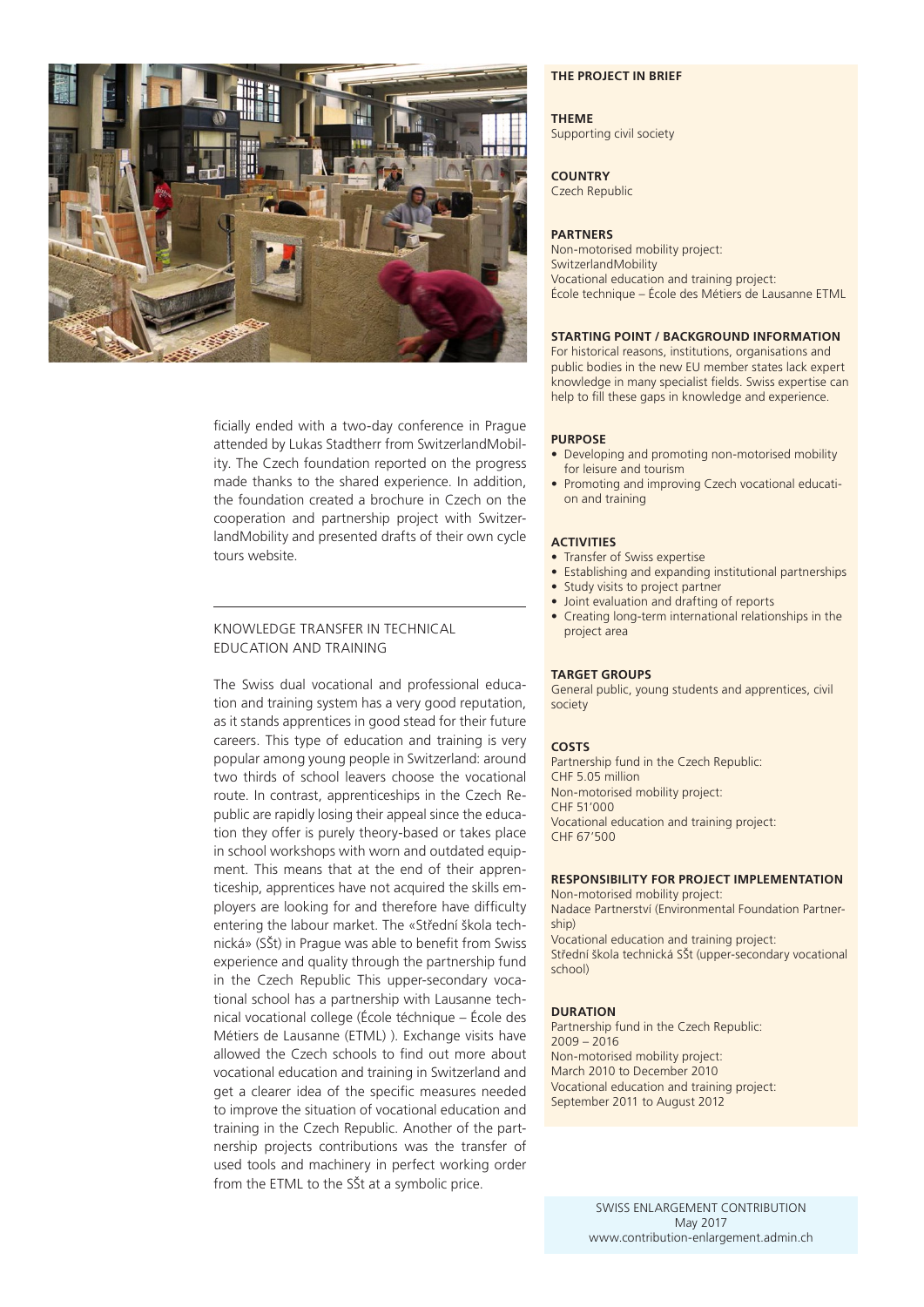ficially ended with a two-day conference in Prague attended by Lukas Stadtherr from SwitzerlandMobility. The Czech foundation reported on the progress made thanks to the shared experience. In addition, the foundation created a brochure in Czech on the cooperation and partnership project with SwitzerlandMobility and presented drafts of their own cycle tours website.

## KNOWLEDGE TRANSFER IN TECHNICAL EDUCATION AND TRAINING

The Swiss dual vocational and professional education and training system has a very good reputation, as it stands apprentices in good stead for their future careers. This type of education and training is very popular among young people in Switzerland: around two thirds of school leavers choose the vocational route. In contrast, apprenticeships in the Czech Republic are rapidly losing their appeal since the education they offer is purely theory-based or takes place in school workshops with worn and outdated equipment. This means that at the end of their apprenticeship, apprentices have not acquired the skills employers are looking for and therefore have difficulty entering the labour market. The «Střední škola technická» (SŠt) in Prague was able to benefit from Swiss experience and quality through the partnership fund in the Czech Republic This upper-secondary vocational school has a partnership with Lausanne technical vocational college (École téchnique – École des Métiers de Lausanne (ETML) ). Exchange visits have allowed the Czech schools to find out more about vocational education and training in Switzerland and get a clearer idea of the specific measures needed to improve the situation of vocational education and training in the Czech Republic. Another of the partnership projects contributions was the transfer of used tools and machinery in perfect working order from the ETML to the SŠt at a symbolic price.

## THE PROJECT IN BRIEF

**THEME**
Supporting civil society

**COUNTRY**
Czech Republic

**PARTNERS**
Non-motorised mobility project:
SwitzerlandMobility
Vocational education and training project:
École technique – École des Métiers de Lausanne ETML

**STARTING POINT / BACKGROUND INFORMATION**
For historical reasons, institutions, organisations and public bodies in the new EU member states lack expert knowledge in many specialist fields. Swiss expertise can help to fill these gaps in knowledge and experience.

**PURPOSE**
- Developing and promoting non-motorised mobility for leisure and tourism
- Promoting and improving Czech vocational education and training

**ACTIVITIES**
- Transfer of Swiss expertise
- Establishing and expanding institutional partnerships
- Study visits to project partner
- Joint evaluation and drafting of reports
- Creating long-term international relationships in the project area

**TARGET GROUPS**
General public, young students and apprentices, civil society

**COSTS**
Partnership fund in the Czech Republic:
CHF 5.05 million
Non-motorised mobility project:
CHF 51'000
Vocational education and training project:
CHF 67'500

**RESPONSIBILITY FOR PROJECT IMPLEMENTATION**
Non-motorised mobility project:
Nadace Partnerství (Environmental Foundation Partnership)
Vocational education and training project:
Střední škola technická SŠt (upper-secondary vocational school)

**DURATION**
Partnership fund in the Czech Republic:
2009 – 2016
Non-motorised mobility project:
March 2010 to December 2010
Vocational education and training project:
September 2011 to August 2012

SWISS ENLARGEMENT CONTRIBUTION
May 2017
www.contribution-enlargement.admin.ch